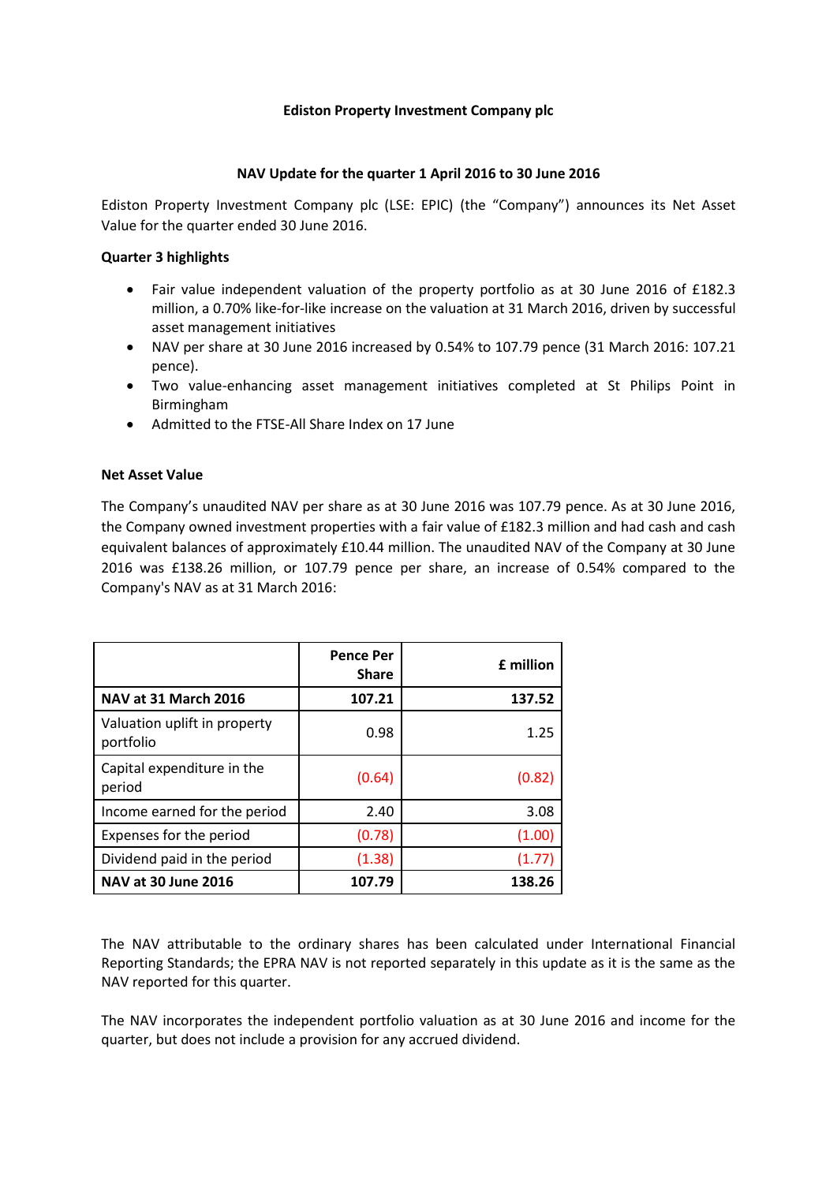**Ediston Property Investment Company plc**

**NAV Update for the quarter 1 April 2016 to 30 June 2016**

Ediston Property Investment Company plc (LSE: EPIC) (the "Company") announces its Net Asset Value for the quarter ended 30 June 2016.

**Quarter 3 highlights**

- Fair value independent valuation of the property portfolio as at 30 June 2016 of £182.3 million, a 0.70% like-for-like increase on the valuation at 31 March 2016, driven by successful asset management initiatives
- NAV per share at 30 June 2016 increased by 0.54% to 107.79 pence (31 March 2016: 107.21 pence).
- Two value-enhancing asset management initiatives completed at St Philips Point in Birmingham
- Admitted to the FTSE-All Share Index on 17 June

**Net Asset Value**

The Company's unaudited NAV per share as at 30 June 2016 was 107.79 pence. As at 30 June 2016, the Company owned investment properties with a fair value of £182.3 million and had cash and cash equivalent balances of approximately £10.44 million. The unaudited NAV of the Company at 30 June 2016 was £138.26 million, or 107.79 pence per share, an increase of 0.54% compared to the Company's NAV as at 31 March 2016:

| | Pence Per Share | £ million |
|---|---|---|
| **NAV at 31 March 2016** | **107.21** | **137.52** |
| Valuation uplift in property portfolio | 0.98 | 1.25 |
| Capital expenditure in the period | (0.64) | (0.82) |
| Income earned for the period | 2.40 | 3.08 |
| Expenses for the period | (0.78) | (1.00) |
| Dividend paid in the period | (1.38) | (1.77) |
| **NAV at 30 June 2016** | **107.79** | **138.26** |

The NAV attributable to the ordinary shares has been calculated under International Financial Reporting Standards; the EPRA NAV is not reported separately in this update as it is the same as the NAV reported for this quarter.

The NAV incorporates the independent portfolio valuation as at 30 June 2016 and income for the quarter, but does not include a provision for any accrued dividend.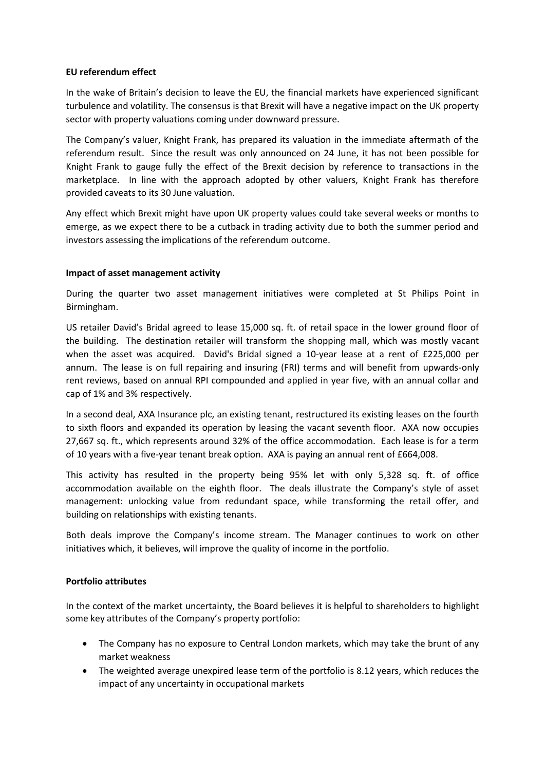**EU referendum effect**

In the wake of Britain's decision to leave the EU, the financial markets have experienced significant turbulence and volatility. The consensus is that Brexit will have a negative impact on the UK property sector with property valuations coming under downward pressure.

The Company's valuer, Knight Frank, has prepared its valuation in the immediate aftermath of the referendum result. Since the result was only announced on 24 June, it has not been possible for Knight Frank to gauge fully the effect of the Brexit decision by reference to transactions in the marketplace. In line with the approach adopted by other valuers, Knight Frank has therefore provided caveats to its 30 June valuation.

Any effect which Brexit might have upon UK property values could take several weeks or months to emerge, as we expect there to be a cutback in trading activity due to both the summer period and investors assessing the implications of the referendum outcome.

**Impact of asset management activity**

During the quarter two asset management initiatives were completed at St Philips Point in Birmingham.

US retailer David's Bridal agreed to lease 15,000 sq. ft. of retail space in the lower ground floor of the building. The destination retailer will transform the shopping mall, which was mostly vacant when the asset was acquired. David's Bridal signed a 10-year lease at a rent of £225,000 per annum. The lease is on full repairing and insuring (FRI) terms and will benefit from upwards-only rent reviews, based on annual RPI compounded and applied in year five, with an annual collar and cap of 1% and 3% respectively.

In a second deal, AXA Insurance plc, an existing tenant, restructured its existing leases on the fourth to sixth floors and expanded its operation by leasing the vacant seventh floor. AXA now occupies 27,667 sq. ft., which represents around 32% of the office accommodation. Each lease is for a term of 10 years with a five-year tenant break option. AXA is paying an annual rent of £664,008.

This activity has resulted in the property being 95% let with only 5,328 sq. ft. of office accommodation available on the eighth floor. The deals illustrate the Company's style of asset management: unlocking value from redundant space, while transforming the retail offer, and building on relationships with existing tenants.

Both deals improve the Company's income stream. The Manager continues to work on other initiatives which, it believes, will improve the quality of income in the portfolio.

**Portfolio attributes**

In the context of the market uncertainty, the Board believes it is helpful to shareholders to highlight some key attributes of the Company's property portfolio:

- The Company has no exposure to Central London markets, which may take the brunt of any market weakness
- The weighted average unexpired lease term of the portfolio is 8.12 years, which reduces the impact of any uncertainty in occupational markets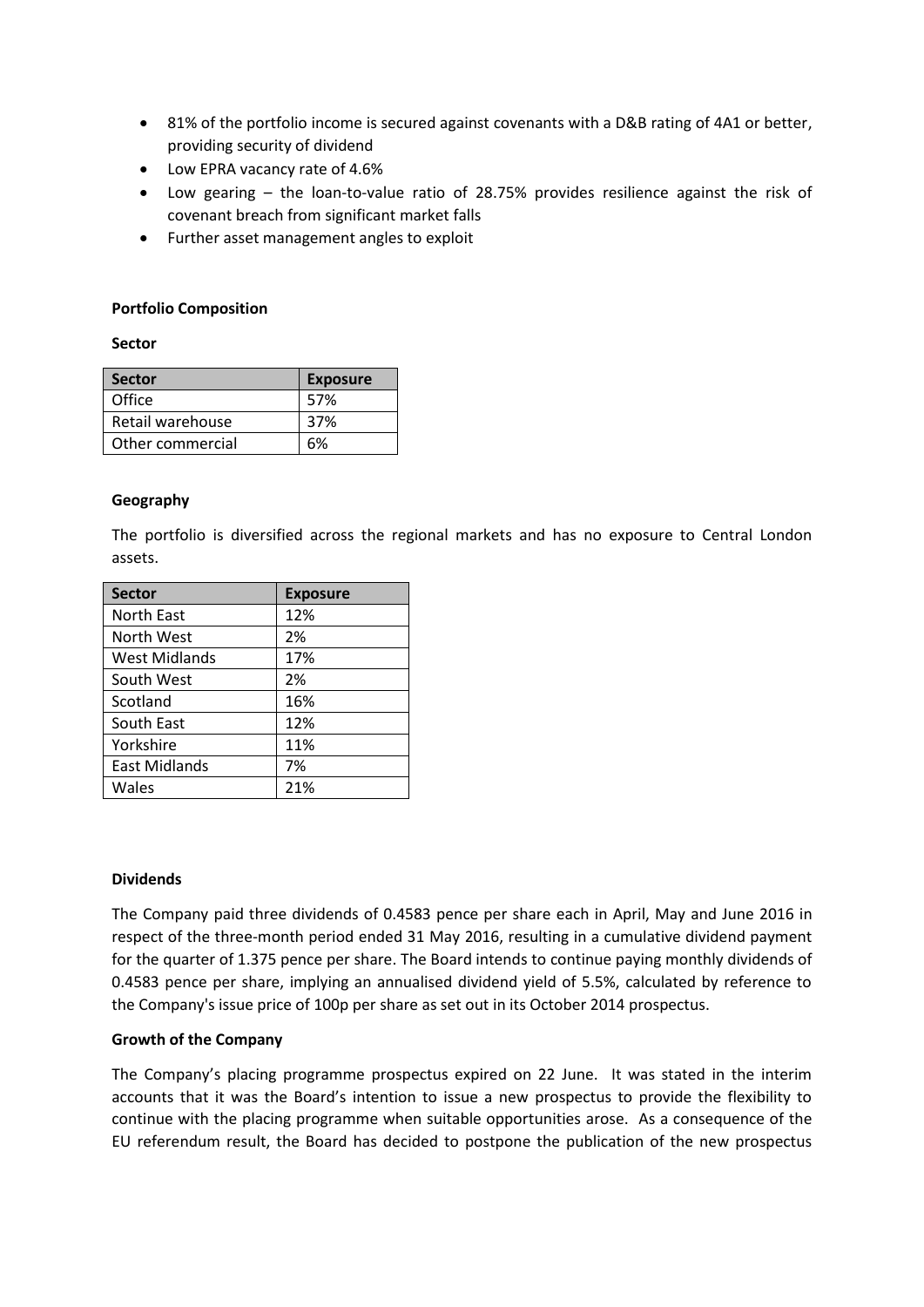- 81% of the portfolio income is secured against covenants with a D&B rating of 4A1 or better, providing security of dividend
- Low EPRA vacancy rate of 4.6%
- Low gearing – the loan-to-value ratio of 28.75% provides resilience against the risk of covenant breach from significant market falls
- Further asset management angles to exploit

**Portfolio Composition**

**Sector**

| Sector | Exposure |
|---|---|
| Office | 57% |
| Retail warehouse | 37% |
| Other commercial | 6% |

**Geography**

The portfolio is diversified across the regional markets and has no exposure to Central London assets.

| Sector | Exposure |
|---|---|
| North East | 12% |
| North West | 2% |
| West Midlands | 17% |
| South West | 2% |
| Scotland | 16% |
| South East | 12% |
| Yorkshire | 11% |
| East Midlands | 7% |
| Wales | 21% |

**Dividends**

The Company paid three dividends of 0.4583 pence per share each in April, May and June 2016 in respect of the three-month period ended 31 May 2016, resulting in a cumulative dividend payment for the quarter of 1.375 pence per share. The Board intends to continue paying monthly dividends of 0.4583 pence per share, implying an annualised dividend yield of 5.5%, calculated by reference to the Company's issue price of 100p per share as set out in its October 2014 prospectus.

**Growth of the Company**

The Company's placing programme prospectus expired on 22 June. It was stated in the interim accounts that it was the Board's intention to issue a new prospectus to provide the flexibility to continue with the placing programme when suitable opportunities arose. As a consequence of the EU referendum result, the Board has decided to postpone the publication of the new prospectus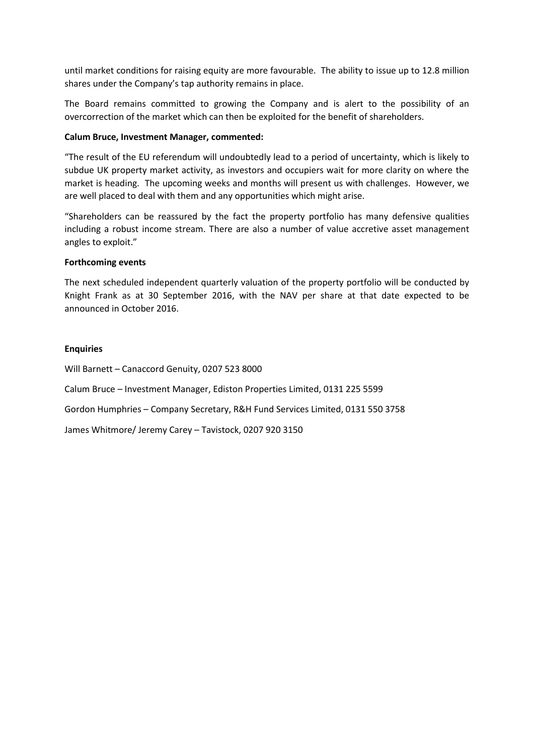until market conditions for raising equity are more favourable. The ability to issue up to 12.8 million shares under the Company's tap authority remains in place.

The Board remains committed to growing the Company and is alert to the possibility of an overcorrection of the market which can then be exploited for the benefit of shareholders.

**Calum Bruce, Investment Manager, commented:**

"The result of the EU referendum will undoubtedly lead to a period of uncertainty, which is likely to subdue UK property market activity, as investors and occupiers wait for more clarity on where the market is heading. The upcoming weeks and months will present us with challenges. However, we are well placed to deal with them and any opportunities which might arise.

"Shareholders can be reassured by the fact the property portfolio has many defensive qualities including a robust income stream. There are also a number of value accretive asset management angles to exploit."

**Forthcoming events**

The next scheduled independent quarterly valuation of the property portfolio will be conducted by Knight Frank as at 30 September 2016, with the NAV per share at that date expected to be announced in October 2016.

**Enquiries**

Will Barnett – Canaccord Genuity, 0207 523 8000

Calum Bruce – Investment Manager, Ediston Properties Limited, 0131 225 5599

Gordon Humphries – Company Secretary, R&H Fund Services Limited, 0131 550 3758

James Whitmore/ Jeremy Carey – Tavistock, 0207 920 3150